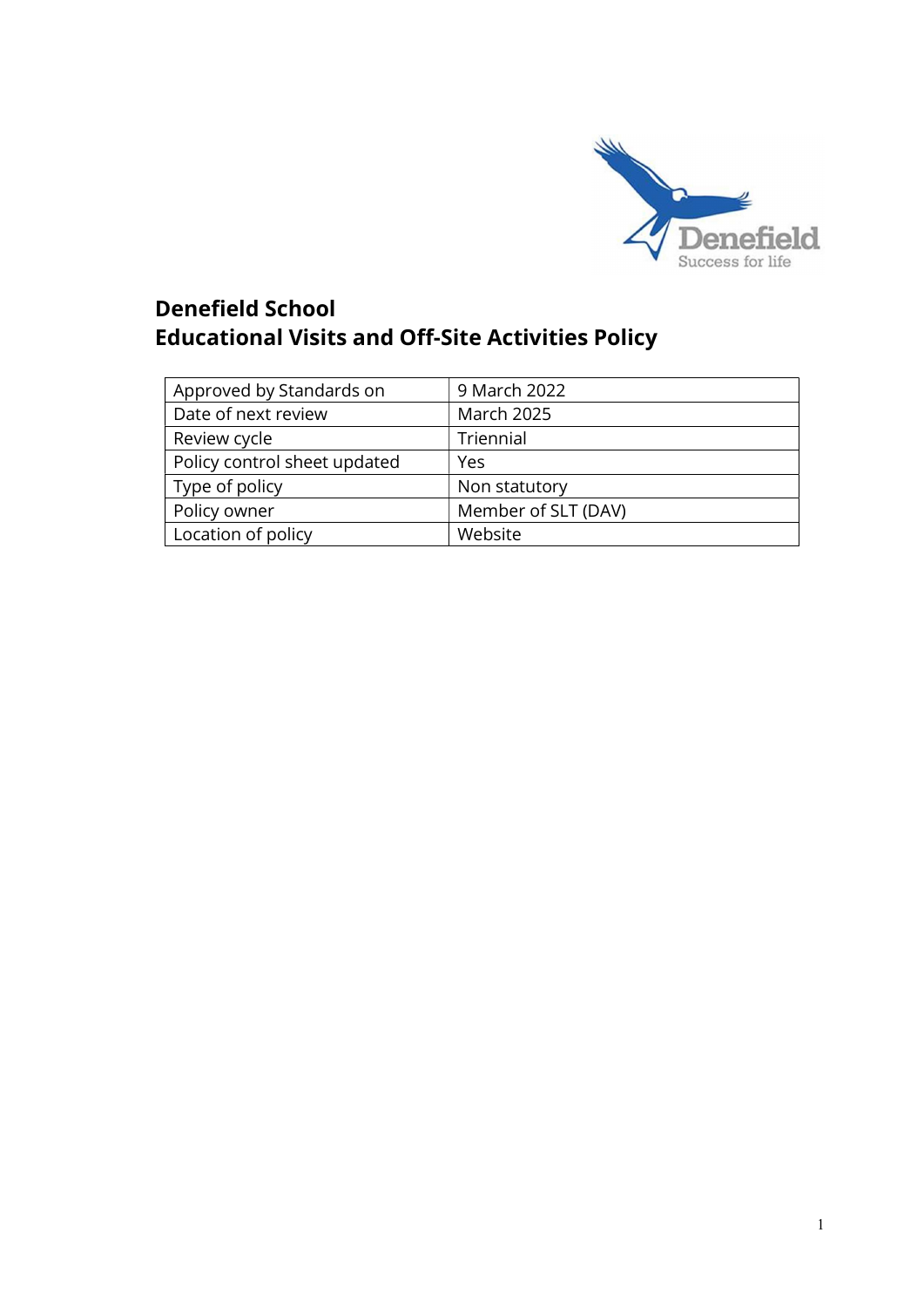# Denefield School
# Educational Visits and Off-Site Activities Policy

| Approved by Standards on | 9 March 2022 |
|---|---|
| Date of next review | March 2025 |
| Review cycle | Triennial |
| Policy control sheet updated | Yes |
| Type of policy | Non statutory |
| Policy owner | Member of SLT (DAV) |
| Location of policy | Website |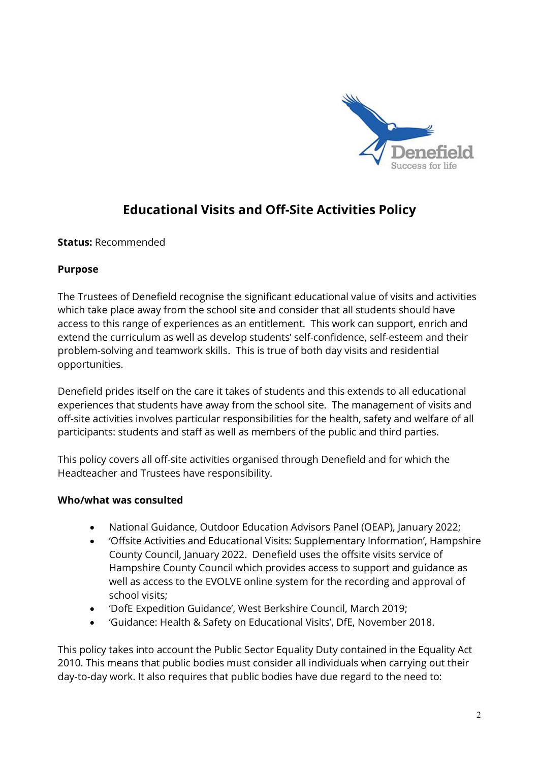# Educational Visits and Off-Site Activities Policy

**Status:** Recommended

**Purpose**

The Trustees of Denefield recognise the significant educational value of visits and activities which take place away from the school site and consider that all students should have access to this range of experiences as an entitlement. This work can support, enrich and extend the curriculum as well as develop students' self-confidence, self-esteem and their problem-solving and teamwork skills. This is true of both day visits and residential opportunities.

Denefield prides itself on the care it takes of students and this extends to all educational experiences that students have away from the school site. The management of visits and off-site activities involves particular responsibilities for the health, safety and welfare of all participants: students and staff as well as members of the public and third parties.

This policy covers all off-site activities organised through Denefield and for which the Headteacher and Trustees have responsibility.

**Who/what was consulted**

- National Guidance, Outdoor Education Advisors Panel (OEAP), January 2022;
- 'Offsite Activities and Educational Visits: Supplementary Information', Hampshire County Council, January 2022. Denefield uses the offsite visits service of Hampshire County Council which provides access to support and guidance as well as access to the EVOLVE online system for the recording and approval of school visits;
- 'DofE Expedition Guidance', West Berkshire Council, March 2019;
- 'Guidance: Health & Safety on Educational Visits', DfE, November 2018.

This policy takes into account the Public Sector Equality Duty contained in the Equality Act 2010. This means that public bodies must consider all individuals when carrying out their day-to-day work. It also requires that public bodies have due regard to the need to: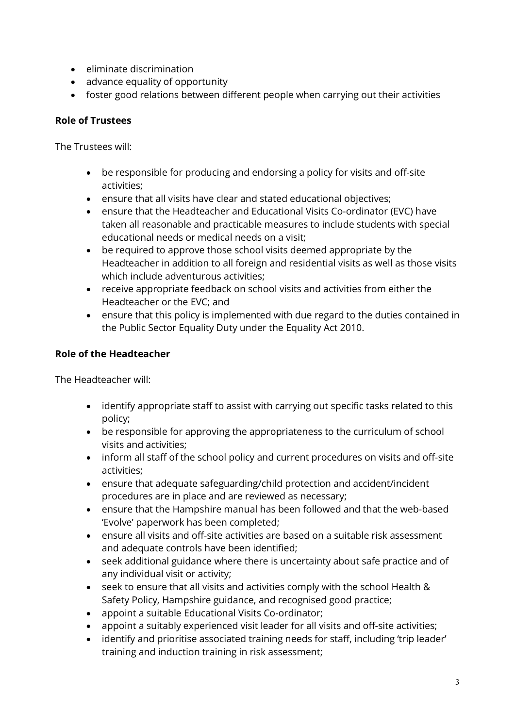- eliminate discrimination
- advance equality of opportunity
- foster good relations between different people when carrying out their activities

**Role of Trustees**

The Trustees will:

- be responsible for producing and endorsing a policy for visits and off-site activities;
- ensure that all visits have clear and stated educational objectives;
- ensure that the Headteacher and Educational Visits Co-ordinator (EVC) have taken all reasonable and practicable measures to include students with special educational needs or medical needs on a visit;
- be required to approve those school visits deemed appropriate by the Headteacher in addition to all foreign and residential visits as well as those visits which include adventurous activities;
- receive appropriate feedback on school visits and activities from either the Headteacher or the EVC; and
- ensure that this policy is implemented with due regard to the duties contained in the Public Sector Equality Duty under the Equality Act 2010.

**Role of the Headteacher**

The Headteacher will:

- identify appropriate staff to assist with carrying out specific tasks related to this policy;
- be responsible for approving the appropriateness to the curriculum of school visits and activities;
- inform all staff of the school policy and current procedures on visits and off-site activities;
- ensure that adequate safeguarding/child protection and accident/incident procedures are in place and are reviewed as necessary;
- ensure that the Hampshire manual has been followed and that the web-based 'Evolve' paperwork has been completed;
- ensure all visits and off-site activities are based on a suitable risk assessment and adequate controls have been identified;
- seek additional guidance where there is uncertainty about safe practice and of any individual visit or activity;
- seek to ensure that all visits and activities comply with the school Health & Safety Policy, Hampshire guidance, and recognised good practice;
- appoint a suitable Educational Visits Co-ordinator;
- appoint a suitably experienced visit leader for all visits and off-site activities;
- identify and prioritise associated training needs for staff, including 'trip leader' training and induction training in risk assessment;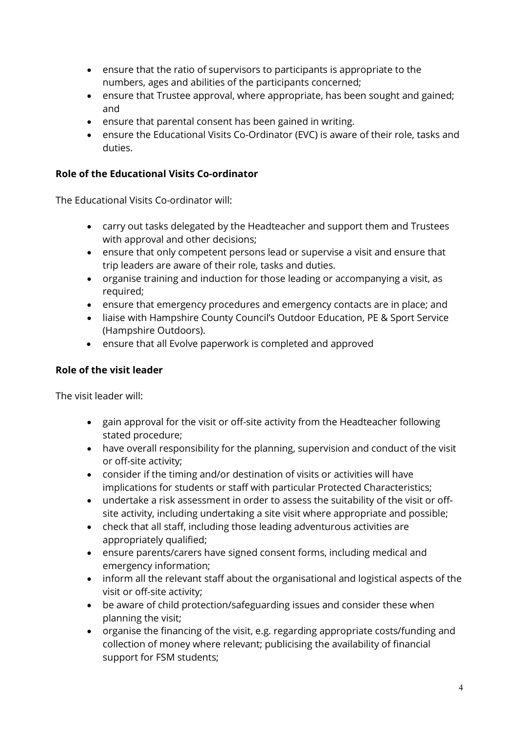- ensure that the ratio of supervisors to participants is appropriate to the numbers, ages and abilities of the participants concerned;
- ensure that Trustee approval, where appropriate, has been sought and gained; and
- ensure that parental consent has been gained in writing.
- ensure the Educational Visits Co-Ordinator (EVC) is aware of their role, tasks and duties.

**Role of the Educational Visits Co-ordinator**

The Educational Visits Co-ordinator will:

- carry out tasks delegated by the Headteacher and support them and Trustees with approval and other decisions;
- ensure that only competent persons lead or supervise a visit and ensure that trip leaders are aware of their role, tasks and duties.
- organise training and induction for those leading or accompanying a visit, as required;
- ensure that emergency procedures and emergency contacts are in place; and
- liaise with Hampshire County Council's Outdoor Education, PE & Sport Service (Hampshire Outdoors).
- ensure that all Evolve paperwork is completed and approved

**Role of the visit leader**

The visit leader will:

- gain approval for the visit or off-site activity from the Headteacher following stated procedure;
- have overall responsibility for the planning, supervision and conduct of the visit or off-site activity;
- consider if the timing and/or destination of visits or activities will have implications for students or staff with particular Protected Characteristics;
- undertake a risk assessment in order to assess the suitability of the visit or off-site activity, including undertaking a site visit where appropriate and possible;
- check that all staff, including those leading adventurous activities are appropriately qualified;
- ensure parents/carers have signed consent forms, including medical and emergency information;
- inform all the relevant staff about the organisational and logistical aspects of the visit or off-site activity;
- be aware of child protection/safeguarding issues and consider these when planning the visit;
- organise the financing of the visit, e.g. regarding appropriate costs/funding and collection of money where relevant; publicising the availability of financial support for FSM students;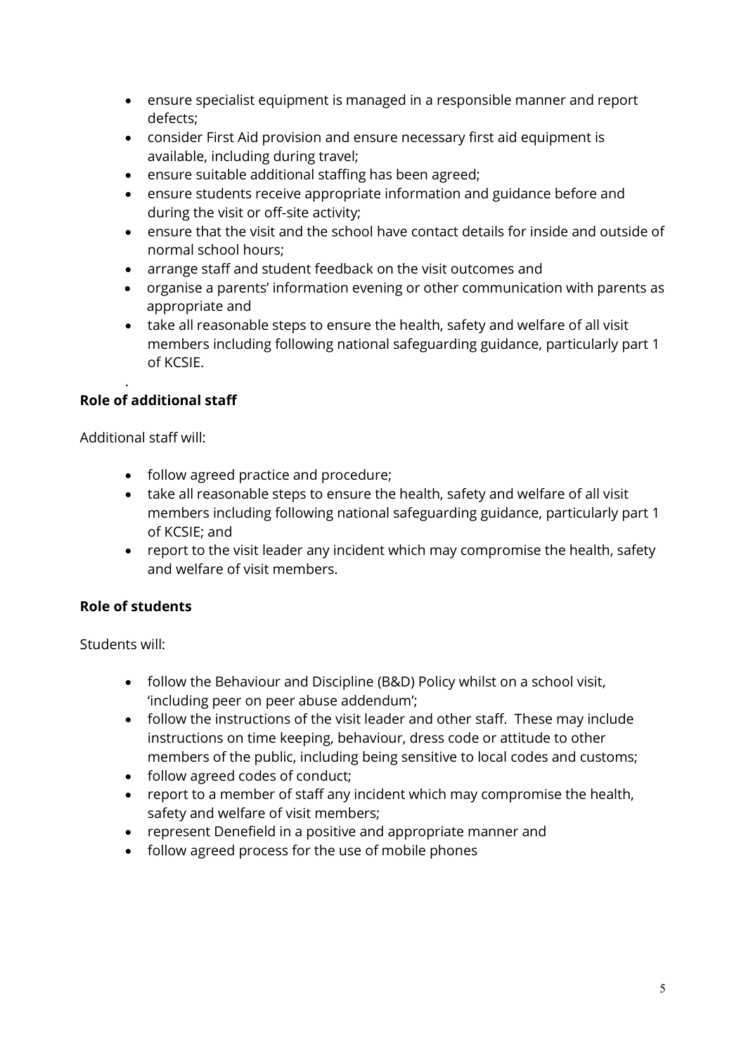- ensure specialist equipment is managed in a responsible manner and report defects;
- consider First Aid provision and ensure necessary first aid equipment is available, including during travel;
- ensure suitable additional staffing has been agreed;
- ensure students receive appropriate information and guidance before and during the visit or off-site activity;
- ensure that the visit and the school have contact details for inside and outside of normal school hours;
- arrange staff and student feedback on the visit outcomes and
- organise a parents' information evening or other communication with parents as appropriate and
- take all reasonable steps to ensure the health, safety and welfare of all visit members including following national safeguarding guidance, particularly part 1 of KCSIE.

.

**Role of additional staff**

Additional staff will:

- follow agreed practice and procedure;
- take all reasonable steps to ensure the health, safety and welfare of all visit members including following national safeguarding guidance, particularly part 1 of KCSIE; and
- report to the visit leader any incident which may compromise the health, safety and welfare of visit members.

**Role of students**

Students will:

- follow the Behaviour and Discipline (B&D) Policy whilst on a school visit, 'including peer on peer abuse addendum';
- follow the instructions of the visit leader and other staff. These may include instructions on time keeping, behaviour, dress code or attitude to other members of the public, including being sensitive to local codes and customs;
- follow agreed codes of conduct;
- report to a member of staff any incident which may compromise the health, safety and welfare of visit members;
- represent Denefield in a positive and appropriate manner and
- follow agreed process for the use of mobile phones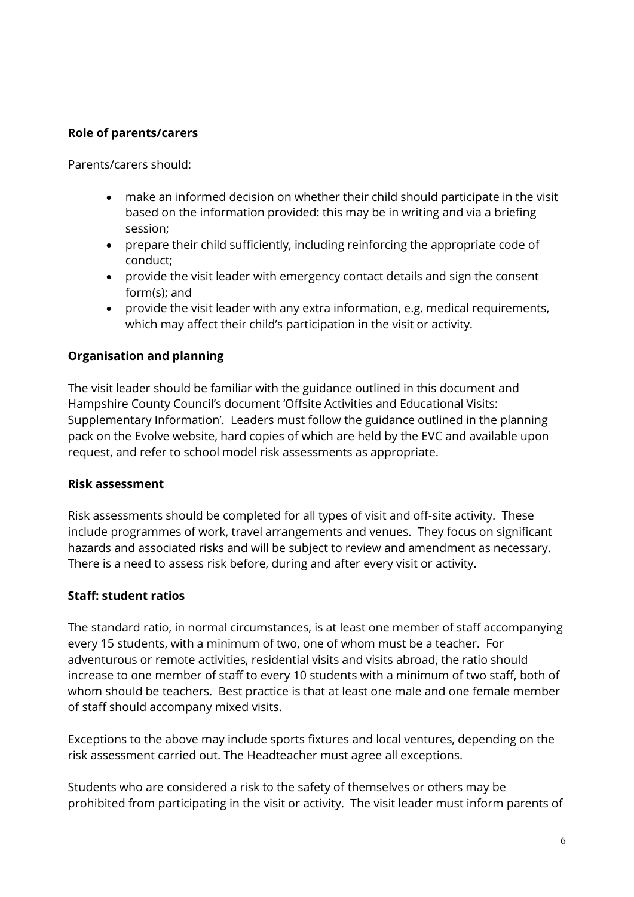**Role of parents/carers**

Parents/carers should:

- make an informed decision on whether their child should participate in the visit based on the information provided: this may be in writing and via a briefing session;
- prepare their child sufficiently, including reinforcing the appropriate code of conduct;
- provide the visit leader with emergency contact details and sign the consent form(s); and
- provide the visit leader with any extra information, e.g. medical requirements, which may affect their child's participation in the visit or activity.

**Organisation and planning**

The visit leader should be familiar with the guidance outlined in this document and Hampshire County Council's document 'Offsite Activities and Educational Visits: Supplementary Information'. Leaders must follow the guidance outlined in the planning pack on the Evolve website, hard copies of which are held by the EVC and available upon request, and refer to school model risk assessments as appropriate.

**Risk assessment**

Risk assessments should be completed for all types of visit and off-site activity. These include programmes of work, travel arrangements and venues. They focus on significant hazards and associated risks and will be subject to review and amendment as necessary. There is a need to assess risk before, <u>during</u> and after every visit or activity.

**Staff: student ratios**

The standard ratio, in normal circumstances, is at least one member of staff accompanying every 15 students, with a minimum of two, one of whom must be a teacher. For adventurous or remote activities, residential visits and visits abroad, the ratio should increase to one member of staff to every 10 students with a minimum of two staff, both of whom should be teachers. Best practice is that at least one male and one female member of staff should accompany mixed visits.

Exceptions to the above may include sports fixtures and local ventures, depending on the risk assessment carried out. The Headteacher must agree all exceptions.

Students who are considered a risk to the safety of themselves or others may be prohibited from participating in the visit or activity. The visit leader must inform parents of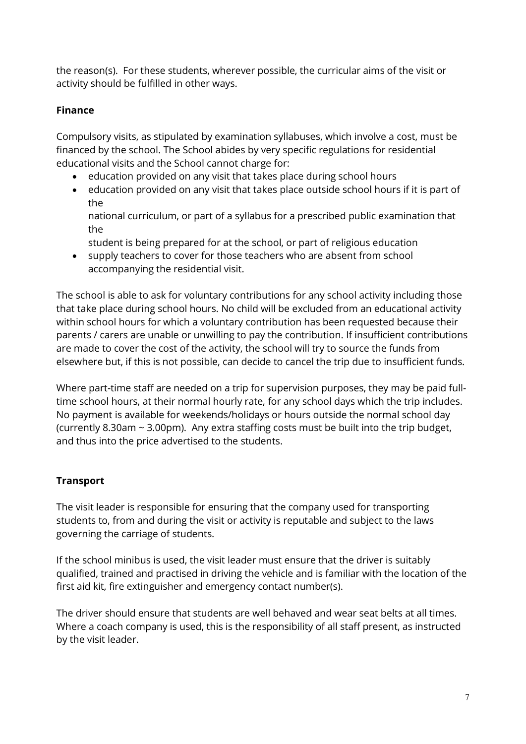the reason(s). For these students, wherever possible, the curricular aims of the visit or activity should be fulfilled in other ways.

**Finance**

Compulsory visits, as stipulated by examination syllabuses, which involve a cost, must be financed by the school. The School abides by very specific regulations for residential educational visits and the School cannot charge for:

- education provided on any visit that takes place during school hours
- education provided on any visit that takes place outside school hours if it is part of the national curriculum, or part of a syllabus for a prescribed public examination that the student is being prepared for at the school, or part of religious education
- supply teachers to cover for those teachers who are absent from school accompanying the residential visit.

The school is able to ask for voluntary contributions for any school activity including those that take place during school hours. No child will be excluded from an educational activity within school hours for which a voluntary contribution has been requested because their parents / carers are unable or unwilling to pay the contribution. If insufficient contributions are made to cover the cost of the activity, the school will try to source the funds from elsewhere but, if this is not possible, can decide to cancel the trip due to insufficient funds.

Where part-time staff are needed on a trip for supervision purposes, they may be paid full-time school hours, at their normal hourly rate, for any school days which the trip includes. No payment is available for weekends/holidays or hours outside the normal school day (currently 8.30am ~ 3.00pm). Any extra staffing costs must be built into the trip budget, and thus into the price advertised to the students.

**Transport**

The visit leader is responsible for ensuring that the company used for transporting students to, from and during the visit or activity is reputable and subject to the laws governing the carriage of students.

If the school minibus is used, the visit leader must ensure that the driver is suitably qualified, trained and practised in driving the vehicle and is familiar with the location of the first aid kit, fire extinguisher and emergency contact number(s).

The driver should ensure that students are well behaved and wear seat belts at all times. Where a coach company is used, this is the responsibility of all staff present, as instructed by the visit leader.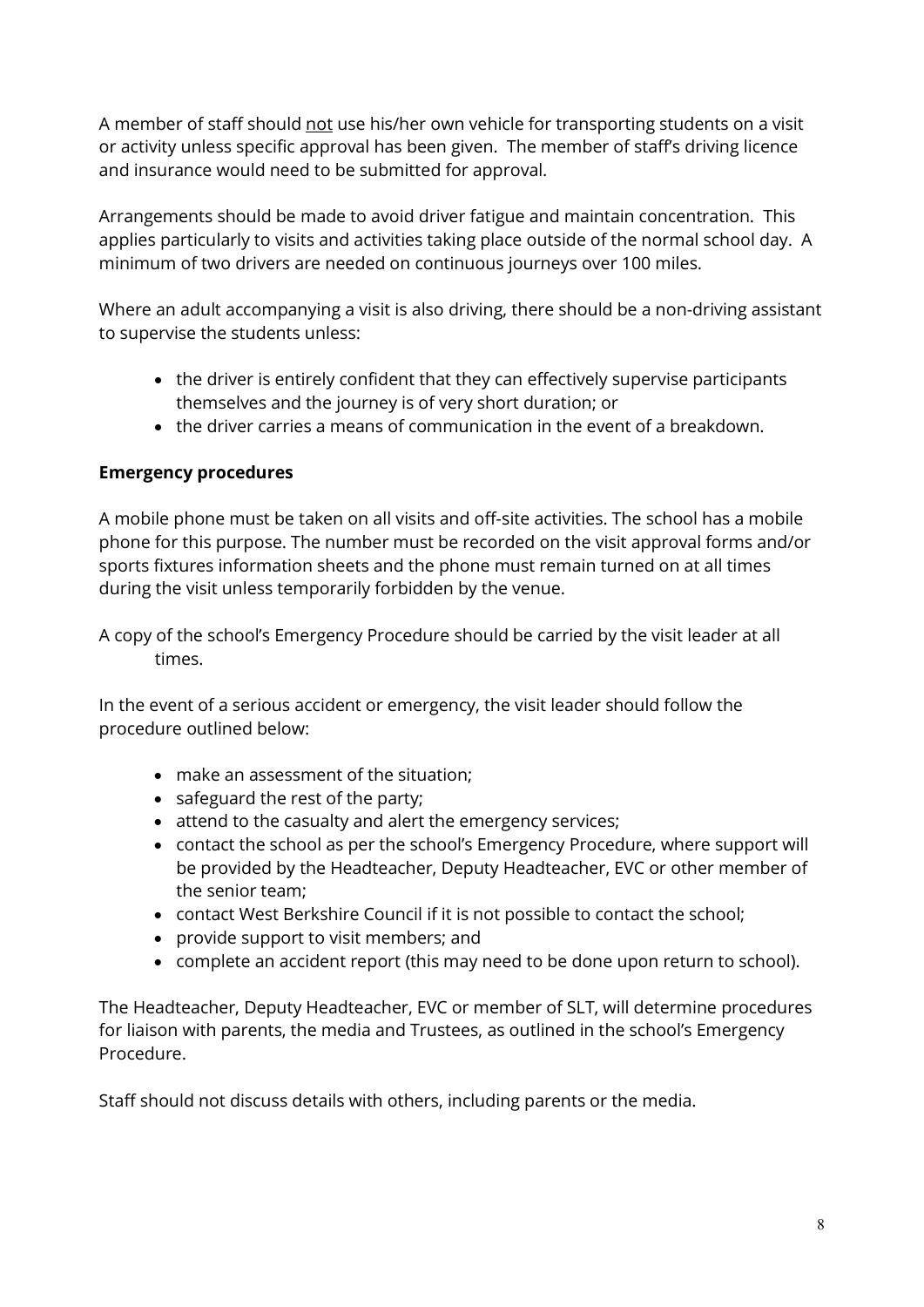A member of staff should <u>not</u> use his/her own vehicle for transporting students on a visit or activity unless specific approval has been given. The member of staff's driving licence and insurance would need to be submitted for approval.

Arrangements should be made to avoid driver fatigue and maintain concentration. This applies particularly to visits and activities taking place outside of the normal school day. A minimum of two drivers are needed on continuous journeys over 100 miles.

Where an adult accompanying a visit is also driving, there should be a non-driving assistant to supervise the students unless:

- the driver is entirely confident that they can effectively supervise participants themselves and the journey is of very short duration; or
- the driver carries a means of communication in the event of a breakdown.

**Emergency procedures**

A mobile phone must be taken on all visits and off-site activities. The school has a mobile phone for this purpose. The number must be recorded on the visit approval forms and/or sports fixtures information sheets and the phone must remain turned on at all times during the visit unless temporarily forbidden by the venue.

A copy of the school's Emergency Procedure should be carried by the visit leader at all times.

In the event of a serious accident or emergency, the visit leader should follow the procedure outlined below:

- make an assessment of the situation;
- safeguard the rest of the party;
- attend to the casualty and alert the emergency services;
- contact the school as per the school's Emergency Procedure, where support will be provided by the Headteacher, Deputy Headteacher, EVC or other member of the senior team;
- contact West Berkshire Council if it is not possible to contact the school;
- provide support to visit members; and
- complete an accident report (this may need to be done upon return to school).

The Headteacher, Deputy Headteacher, EVC or member of SLT, will determine procedures for liaison with parents, the media and Trustees, as outlined in the school's Emergency Procedure.

Staff should not discuss details with others, including parents or the media.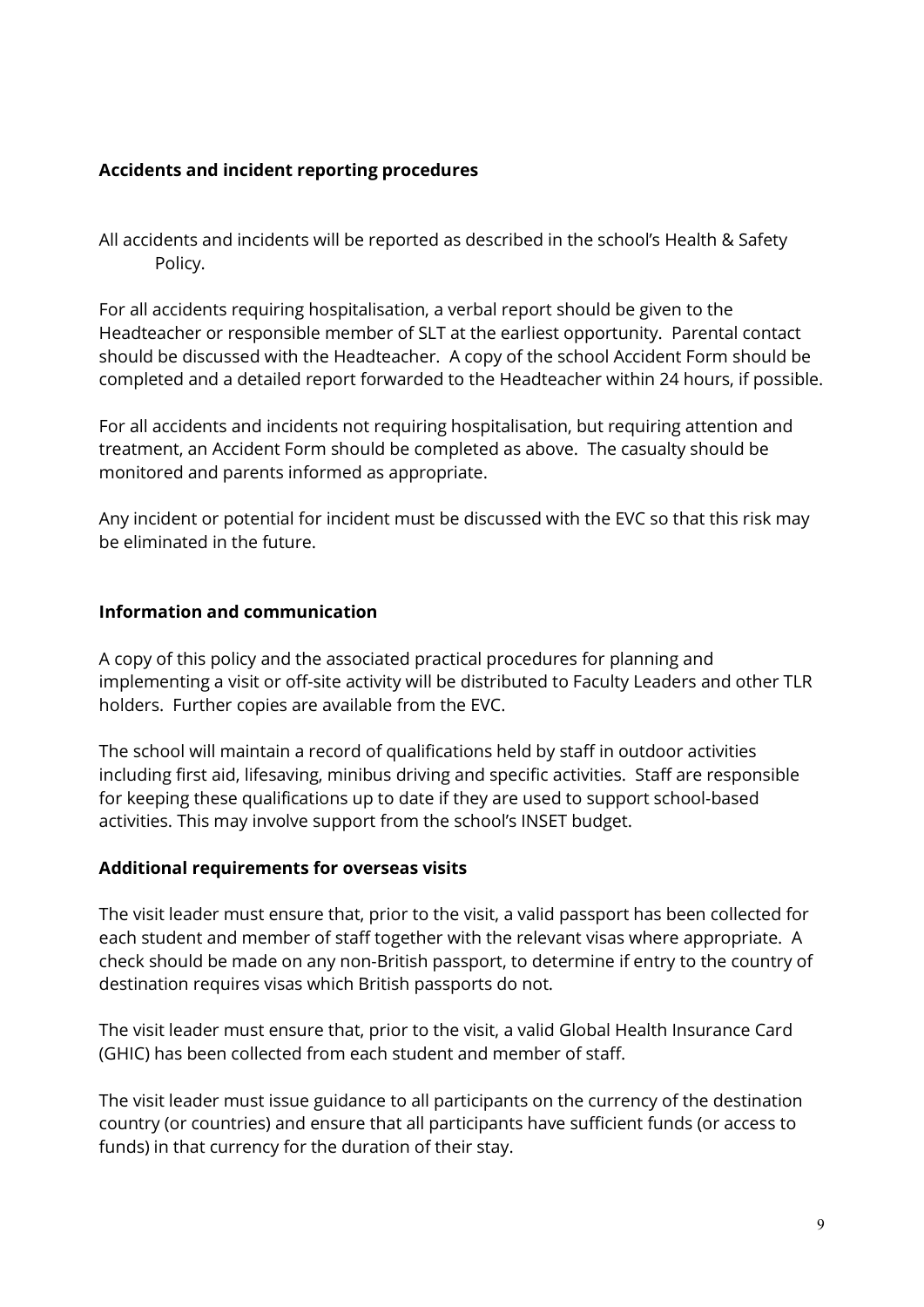**Accidents and incident reporting procedures**

All accidents and incidents will be reported as described in the school's Health & Safety Policy.

For all accidents requiring hospitalisation, a verbal report should be given to the Headteacher or responsible member of SLT at the earliest opportunity. Parental contact should be discussed with the Headteacher. A copy of the school Accident Form should be completed and a detailed report forwarded to the Headteacher within 24 hours, if possible.

For all accidents and incidents not requiring hospitalisation, but requiring attention and treatment, an Accident Form should be completed as above. The casualty should be monitored and parents informed as appropriate.

Any incident or potential for incident must be discussed with the EVC so that this risk may be eliminated in the future.

**Information and communication**

A copy of this policy and the associated practical procedures for planning and implementing a visit or off-site activity will be distributed to Faculty Leaders and other TLR holders. Further copies are available from the EVC.

The school will maintain a record of qualifications held by staff in outdoor activities including first aid, lifesaving, minibus driving and specific activities. Staff are responsible for keeping these qualifications up to date if they are used to support school-based activities. This may involve support from the school's INSET budget.

**Additional requirements for overseas visits**

The visit leader must ensure that, prior to the visit, a valid passport has been collected for each student and member of staff together with the relevant visas where appropriate. A check should be made on any non-British passport, to determine if entry to the country of destination requires visas which British passports do not.

The visit leader must ensure that, prior to the visit, a valid Global Health Insurance Card (GHIC) has been collected from each student and member of staff.

The visit leader must issue guidance to all participants on the currency of the destination country (or countries) and ensure that all participants have sufficient funds (or access to funds) in that currency for the duration of their stay.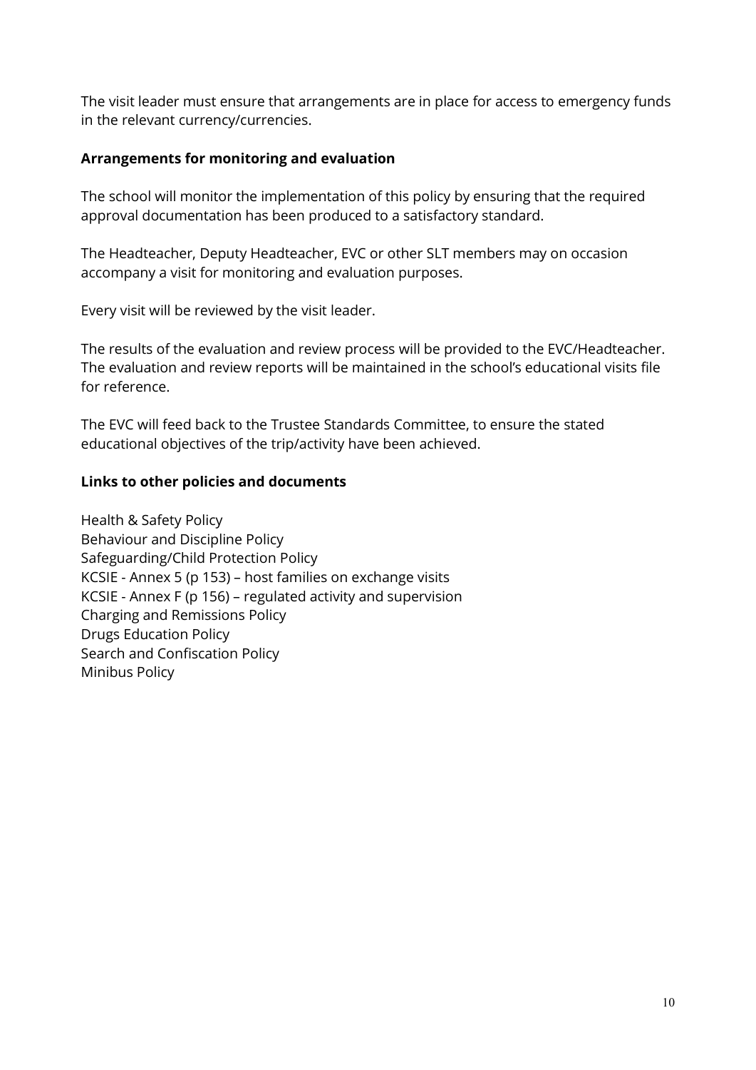The visit leader must ensure that arrangements are in place for access to emergency funds in the relevant currency/currencies.

**Arrangements for monitoring and evaluation**

The school will monitor the implementation of this policy by ensuring that the required approval documentation has been produced to a satisfactory standard.

The Headteacher, Deputy Headteacher, EVC or other SLT members may on occasion accompany a visit for monitoring and evaluation purposes.

Every visit will be reviewed by the visit leader.

The results of the evaluation and review process will be provided to the EVC/Headteacher. The evaluation and review reports will be maintained in the school's educational visits file for reference.

The EVC will feed back to the Trustee Standards Committee, to ensure the stated educational objectives of the trip/activity have been achieved.

**Links to other policies and documents**

Health & Safety Policy
Behaviour and Discipline Policy
Safeguarding/Child Protection Policy
KCSIE - Annex 5 (p 153) – host families on exchange visits
KCSIE - Annex F (p 156) – regulated activity and supervision
Charging and Remissions Policy
Drugs Education Policy
Search and Confiscation Policy
Minibus Policy